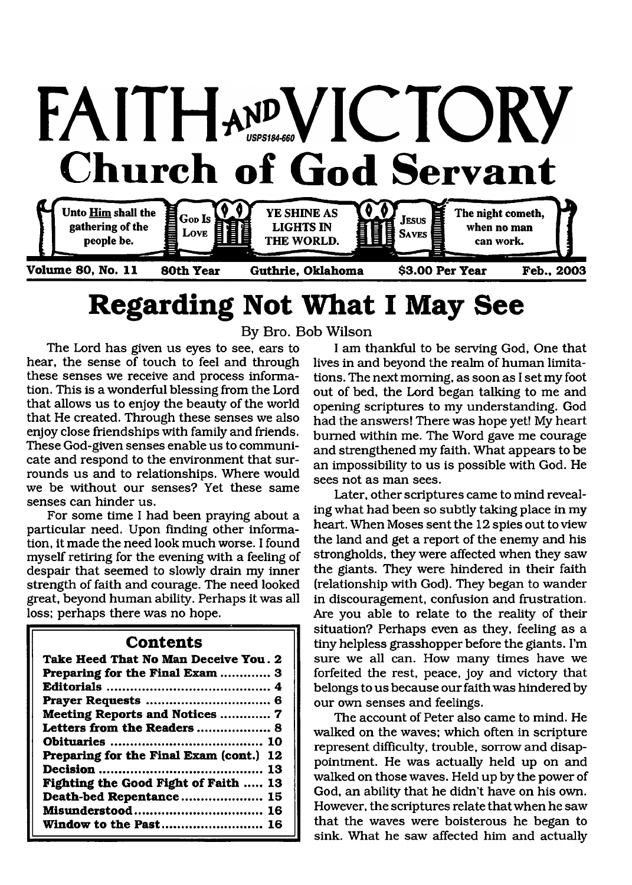# FAITH AND VICTORY

USPS184-660

## Church of God Servant

Unto Him shall the gathering of the people be. | GOD IS LOVE | YE SHINE AS LIGHTS IN THE WORLD. | JESUS SAVES | The night cometh, when no man can work.

**Volume 80, No. 11 — 80th Year — Guthrie, Oklahoma — $3.00 Per Year — Feb., 2003**

# Regarding Not What I May See

By Bro. Bob Wilson

The Lord has given us eyes to see, ears to hear, the sense of touch to feel and through these senses we receive and process information. This is a wonderful blessing from the Lord that allows us to enjoy the beauty of the world that He created. Through these senses we also enjoy close friendships with family and friends. These God-given senses enable us to communicate and respond to the environment that surrounds us and to relationships. Where would we be without our senses? Yet these same senses can hinder us.

For some time I had been praying about a particular need. Upon finding other information, it made the need look much worse. I found myself retiring for the evening with a feeling of despair that seemed to slowly drain my inner strength of faith and courage. The need looked great, beyond human ability. Perhaps it was all loss; perhaps there was no hope.

I am thankful to be serving God, One that lives in and beyond the realm of human limitations. The next morning, as soon as I set my foot out of bed, the Lord began talking to me and opening scriptures to my understanding. God had the answers! There was hope yet! My heart burned within me. The Word gave me courage and strengthened my faith. What appears to be an impossibility to us is possible with God. He sees not as man sees.

Later, other scriptures came to mind revealing what had been so subtly taking place in my heart. When Moses sent the 12 spies out to view the land and get a report of the enemy and his strongholds, they were affected when they saw the giants. They were hindered in their faith (relationship with God). They began to wander in discouragement, confusion and frustration. Are you able to relate to the reality of their situation? Perhaps even as they, feeling as a tiny helpless grasshopper before the giants. I'm sure we all can. How many times have we forfeited the rest, peace, joy and victory that belongs to us because our faith was hindered by our own senses and feelings.

The account of Peter also came to mind. He walked on the waves; which often in scripture represent difficulty, trouble, sorrow and disappointment. He was actually held up on and walked on those waves. Held up by the power of God, an ability that he didn't have on his own. However, the scriptures relate that when he saw that the waves were boisterous he began to sink. What he saw affected him and actually

### Contents

| | |
|---|---|
| Take Heed That No Man Deceive You | 2 |
| Preparing for the Final Exam | 3 |
| Editorials | 4 |
| Prayer Requests | 6 |
| Meeting Reports and Notices | 7 |
| Letters from the Readers | 8 |
| Obituaries | 10 |
| Preparing for the Final Exam (cont.) | 12 |
| Decision | 13 |
| Fighting the Good Fight of Faith | 13 |
| Death-bed Repentance | 15 |
| Misunderstood | 16 |
| Window to the Past | 16 |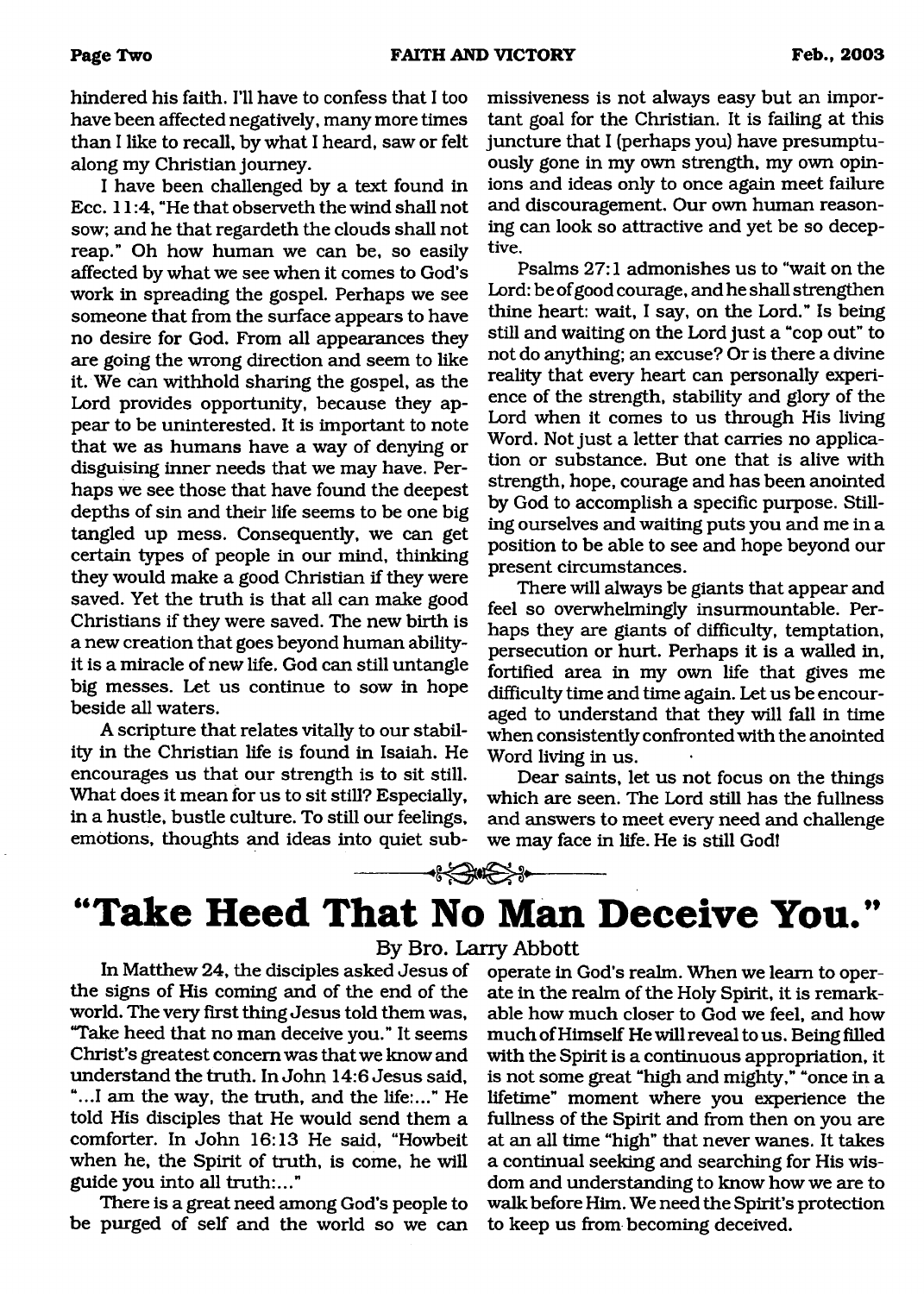hindered his faith. I'll have to confess that I too have been affected negatively, many more times than I like to recall, by what I heard, saw or felt along my Christian journey.

I have been challenged by a text found in Ecc. 11:4, "He that observeth the wind shall not sow; and he that regardeth the clouds shall not reap." Oh how human we can be, so easily affected by what we see when it comes to God's work in spreading the gospel. Perhaps we see someone that from the surface appears to have no desire for God. From all appearances they are going the wrong direction and seem to like it. We can withhold sharing the gospel, as the Lord provides opportunity, because they appear to be uninterested. It is important to note that we as humans have a way of denying or disguising inner needs that we may have. Perhaps we see those that have found the deepest depths of sin and their life seems to be one big tangled up mess. Consequently, we can get certain types of people in our mind, thinking they would make a good Christian if they were saved. Yet the truth is that all can make good Christians if they were saved. The new birth is a new creation that goes beyond human ability-it is a miracle of new life. God can still untangle big messes. Let us continue to sow in hope beside all waters.

A scripture that relates vitally to our stability in the Christian life is found in Isaiah. He encourages us that our strength is to sit still. What does it mean for us to sit still? Especially, in a hustle, bustle culture. To still our feelings, emotions, thoughts and ideas into quiet submissiveness is not always easy but an important goal for the Christian. It is failing at this juncture that I (perhaps you) have presumptuously gone in my own strength, my own opinions and ideas only to once again meet failure and discouragement. Our own human reasoning can look so attractive and yet be so deceptive.

Psalms 27:1 admonishes us to "wait on the Lord: be of good courage, and he shall strengthen thine heart: wait, I say, on the Lord." Is being still and waiting on the Lord just a "cop out" to not do anything; an excuse? Or is there a divine reality that every heart can personally experience of the strength, stability and glory of the Lord when it comes to us through His living Word. Not just a letter that carries no application or substance. But one that is alive with strength, hope, courage and has been anointed by God to accomplish a specific purpose. Stilling ourselves and waiting puts you and me in a position to be able to see and hope beyond our present circumstances.

There will always be giants that appear and feel so overwhelmingly insurmountable. Perhaps they are giants of difficulty, temptation, persecution or hurt. Perhaps it is a walled in, fortified area in my own life that gives me difficulty time and time again. Let us be encouraged to understand that they will fall in time when consistently confronted with the anointed Word living in us.

Dear saints, let us not focus on the things which are seen. The Lord still has the fullness and answers to meet every need and challenge we may face in life. He is still God!

# "Take Heed That No Man Deceive You."

By Bro. Larry Abbott

In Matthew 24, the disciples asked Jesus of the signs of His coming and of the end of the world. The very first thing Jesus told them was, "Take heed that no man deceive you." It seems Christ's greatest concern was that we know and understand the truth. In John 14:6 Jesus said, "...I am the way, the truth, and the life:..." He told His disciples that He would send them a comforter. In John 16:13 He said, "Howbeit when he, the Spirit of truth, is come, he will guide you into all truth:..."

There is a great need among God's people to be purged of self and the world so we can operate in God's realm. When we learn to operate in the realm of the Holy Spirit, it is remarkable how much closer to God we feel, and how much of Himself He will reveal to us. Being filled with the Spirit is a continuous appropriation, it is not some great "high and mighty," "once in a lifetime" moment where you experience the fullness of the Spirit and from then on you are at an all time "high" that never wanes. It takes a continual seeking and searching for His wisdom and understanding to know how we are to walk before Him. We need the Spirit's protection to keep us from becoming deceived.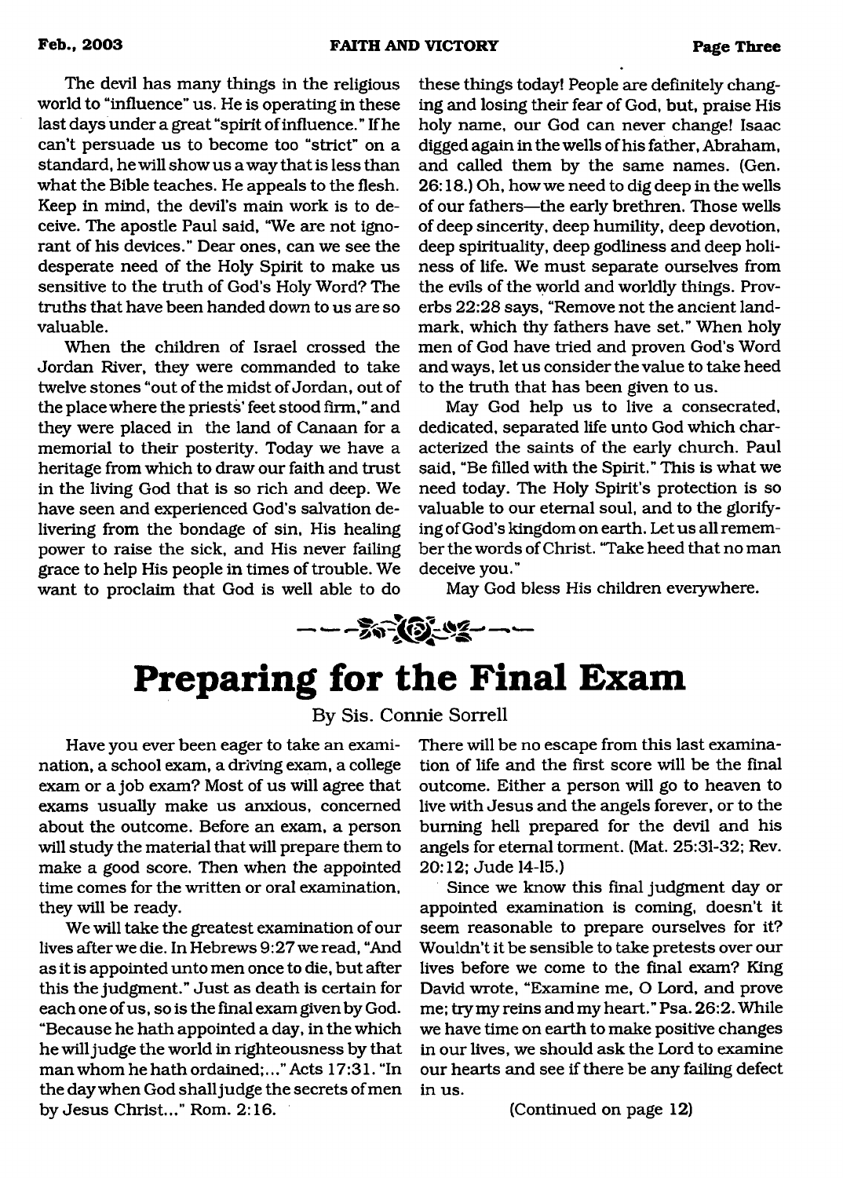The devil has many things in the religious world to "influence" us. He is operating in these last days under a great "spirit of influence." If he can't persuade us to become too "strict" on a standard, he will show us a way that is less than what the Bible teaches. He appeals to the flesh. Keep in mind, the devil's main work is to deceive. The apostle Paul said, "We are not ignorant of his devices." Dear ones, can we see the desperate need of the Holy Spirit to make us sensitive to the truth of God's Holy Word? The truths that have been handed down to us are so valuable.

When the children of Israel crossed the Jordan River, they were commanded to take twelve stones "out of the midst of Jordan, out of the place where the priests' feet stood firm," and they were placed in the land of Canaan for a memorial to their posterity. Today we have a heritage from which to draw our faith and trust in the living God that is so rich and deep. We have seen and experienced God's salvation delivering from the bondage of sin, His healing power to raise the sick, and His never failing grace to help His people in times of trouble. We want to proclaim that God is well able to do these things today! People are definitely changing and losing their fear of God, but, praise His holy name, our God can never change! Isaac digged again in the wells of his father, Abraham, and called them by the same names. (Gen. 26:18.) Oh, how we need to dig deep in the wells of our fathers—the early brethren. Those wells of deep sincerity, deep humility, deep devotion, deep spirituality, deep godliness and deep holiness of life. We must separate ourselves from the evils of the world and worldly things. Proverbs 22:28 says, "Remove not the ancient landmark, which thy fathers have set." When holy men of God have tried and proven God's Word and ways, let us consider the value to take heed to the truth that has been given to us.

May God help us to live a consecrated, dedicated, separated life unto God which characterized the saints of the early church. Paul said, "Be filled with the Spirit." This is what we need today. The Holy Spirit's protection is so valuable to our eternal soul, and to the glorifying of God's kingdom on earth. Let us all remember the words of Christ. "Take heed that no man deceive you."

May God bless His children everywhere.

# Preparing for the Final Exam

By Sis. Connie Sorrell

Have you ever been eager to take an examination, a school exam, a driving exam, a college exam or a job exam? Most of us will agree that exams usually make us anxious, concerned about the outcome. Before an exam, a person will study the material that will prepare them to make a good score. Then when the appointed time comes for the written or oral examination, they will be ready.

We will take the greatest examination of our lives after we die. In Hebrews 9:27 we read, "And as it is appointed unto men once to die, but after this the judgment." Just as death is certain for each one of us, so is the final exam given by God. "Because he hath appointed a day, in the which he will judge the world in righteousness by that man whom he hath ordained;..." Acts 17:31. "In the day when God shall judge the secrets of men by Jesus Christ..." Rom. 2:16. There will be no escape from this last examination of life and the first score will be the final outcome. Either a person will go to heaven to live with Jesus and the angels forever, or to the burning hell prepared for the devil and his angels for eternal torment. (Mat. 25:31-32; Rev. 20:12; Jude 14-15.)

Since we know this final judgment day or appointed examination is coming, doesn't it seem reasonable to prepare ourselves for it? Wouldn't it be sensible to take pretests over our lives before we come to the final exam? King David wrote, "Examine me, O Lord, and prove me; try my reins and my heart." Psa. 26:2. While we have time on earth to make positive changes in our lives, we should ask the Lord to examine our hearts and see if there be any failing defect in us.

(Continued on page 12)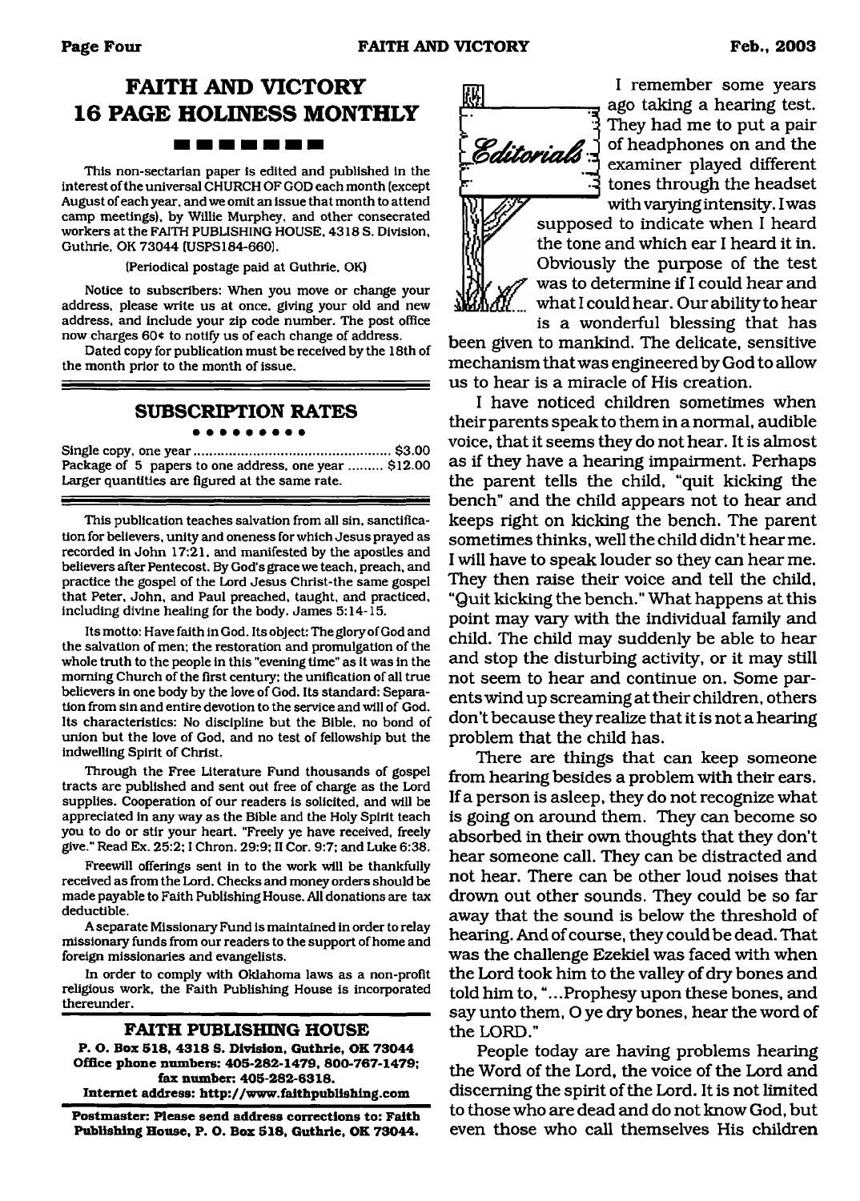# FAITH AND VICTORY 16 PAGE HOLINESS MONTHLY

This non-sectarian paper is edited and published in the interest of the universal CHURCH OF GOD each month (except August of each year, and we omit an issue that month to attend camp meetings), by Willie Murphey, and other consecrated workers at the FAITH PUBLISHING HOUSE, 4318 S. Division, Guthrie, OK 73044 (USPS184-660).

(Periodical postage paid at Guthrie, OK)

Notice to subscribers: When you move or change your address, please write us at once, giving your old and new address, and include your zip code number. The post office now charges 60¢ to notify us of each change of address.

Dated copy for publication must be received by the 18th of the month prior to the month of issue.

## SUBSCRIPTION RATES

Single copy, one year .................................................. $3.00
Package of 5 papers to one address, one year ......... $12.00
Larger quantities are figured at the same rate.

This publication teaches salvation from all sin, sanctification for believers, unity and oneness for which Jesus prayed as recorded in John 17:21, and manifested by the apostles and believers after Pentecost. By God's grace we teach, preach, and practice the gospel of the Lord Jesus Christ-the same gospel that Peter, John, and Paul preached, taught, and practiced, including divine healing for the body. James 5:14-15.

Its motto: Have faith in God. Its object: The glory of God and the salvation of men; the restoration and promulgation of the whole truth to the people in this "evening time" as it was in the morning Church of the first century; the unification of all true believers in one body by the love of God. Its standard: Separation from sin and entire devotion to the service and will of God. Its characteristics: No discipline but the Bible, no bond of union but the love of God, and no test of fellowship but the indwelling Spirit of Christ.

Through the Free Literature Fund thousands of gospel tracts are published and sent out free of charge as the Lord supplies. Cooperation of our readers is solicited, and will be appreciated in any way as the Bible and the Holy Spirit teach you to do or stir your heart. "Freely ye have received, freely give." Read Ex. 25:2; I Chron. 29:9; II Cor. 9:7; and Luke 6:38.

Freewill offerings sent in to the work will be thankfully received as from the Lord. Checks and money orders should be made payable to Faith Publishing House. All donations are tax deductible.

A separate Missionary Fund is maintained in order to relay missionary funds from our readers to the support of home and foreign missionaries and evangelists.

In order to comply with Oklahoma laws as a non-profit religious work, the Faith Publishing House is incorporated thereunder.

### FAITH PUBLISHING HOUSE

**P. O. Box 518, 4318 S. Division, Guthrie, OK 73044**
**Office phone numbers: 405-282-1479, 800-767-1479; fax number: 405-282-6318.**
**Internet address: http://www.faithpublishing.com**

**Postmaster: Please send address corrections to: Faith Publishing House, P. O. Box 518, Guthrie, OK 73044.**

## Editorials

I remember some years ago taking a hearing test. They had me to put a pair of headphones on and the examiner played different tones through the headset with varying intensity. I was supposed to indicate when I heard the tone and which ear I heard it in. Obviously the purpose of the test was to determine if I could hear and what I could hear. Our ability to hear is a wonderful blessing that has been given to mankind. The delicate, sensitive mechanism that was engineered by God to allow us to hear is a miracle of His creation.

I have noticed children sometimes when their parents speak to them in a normal, audible voice, that it seems they do not hear. It is almost as if they have a hearing impairment. Perhaps the parent tells the child, "quit kicking the bench" and the child appears not to hear and keeps right on kicking the bench. The parent sometimes thinks, well the child didn't hear me. I will have to speak louder so they can hear me. They then raise their voice and tell the child, "Quit kicking the bench." What happens at this point may vary with the individual family and child. The child may suddenly be able to hear and stop the disturbing activity, or it may still not seem to hear and continue on. Some parents wind up screaming at their children, others don't because they realize that it is not a hearing problem that the child has.

There are things that can keep someone from hearing besides a problem with their ears. If a person is asleep, they do not recognize what is going on around them. They can become so absorbed in their own thoughts that they don't hear someone call. They can be distracted and not hear. There can be other loud noises that drown out other sounds. They could be so far away that the sound is below the threshold of hearing. And of course, they could be dead. That was the challenge Ezekiel was faced with when the Lord took him to the valley of dry bones and told him to, "...Prophesy upon these bones, and say unto them, O ye dry bones, hear the word of the LORD."

People today are having problems hearing the Word of the Lord, the voice of the Lord and discerning the spirit of the Lord. It is not limited to those who are dead and do not know God, but even those who call themselves His children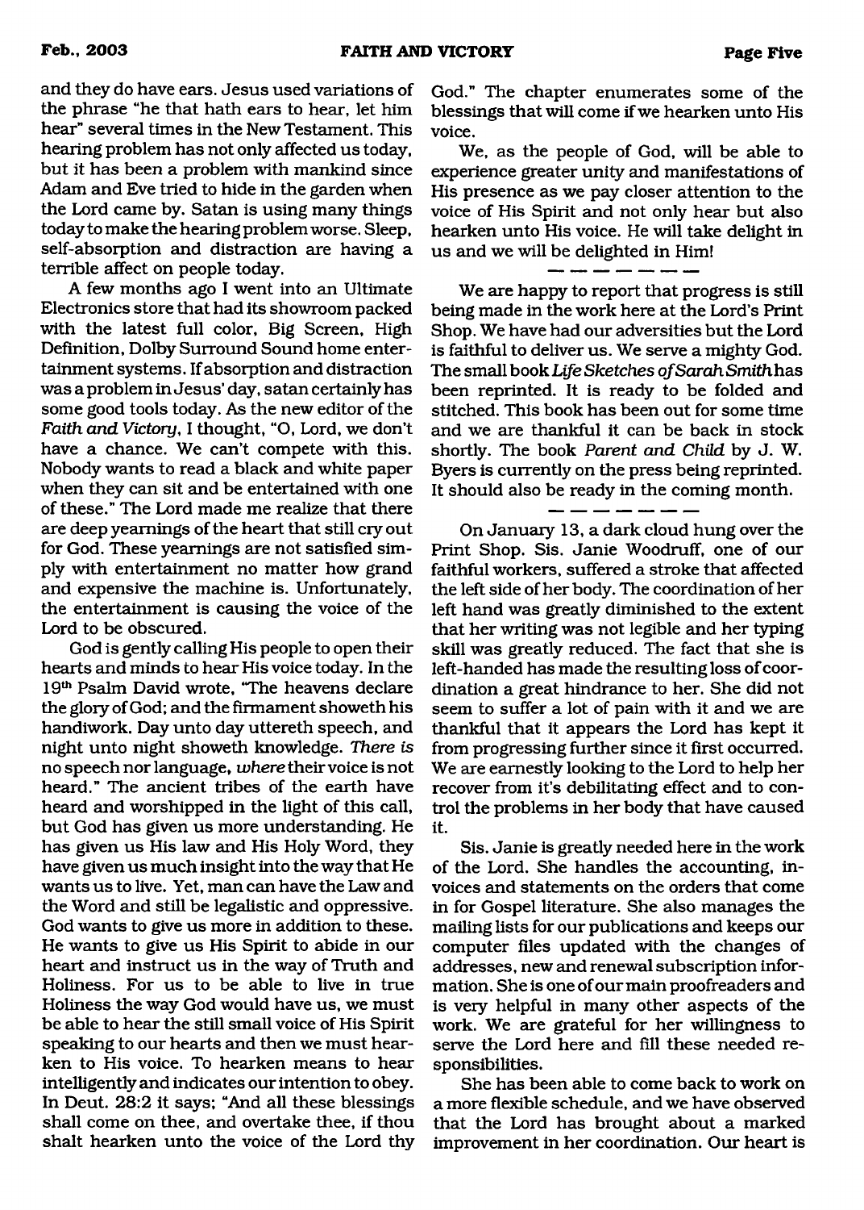and they do have ears. Jesus used variations of the phrase "he that hath ears to hear, let him hear" several times in the New Testament. This hearing problem has not only affected us today, but it has been a problem with mankind since Adam and Eve tried to hide in the garden when the Lord came by. Satan is using many things today to make the hearing problem worse. Sleep, self-absorption and distraction are having a terrible affect on people today.

A few months ago I went into an Ultimate Electronics store that had its showroom packed with the latest full color, Big Screen, High Definition, Dolby Surround Sound home entertainment systems. If absorption and distraction was a problem in Jesus' day, satan certainly has some good tools today. As the new editor of the *Faith and Victory*, I thought, "O, Lord, we don't have a chance. We can't compete with this. Nobody wants to read a black and white paper when they can sit and be entertained with one of these." The Lord made me realize that there are deep yearnings of the heart that still cry out for God. These yearnings are not satisfied simply with entertainment no matter how grand and expensive the machine is. Unfortunately, the entertainment is causing the voice of the Lord to be obscured.

God is gently calling His people to open their hearts and minds to hear His voice today. In the 19th Psalm David wrote, "The heavens declare the glory of God; and the firmament showeth his handiwork. Day unto day uttereth speech, and night unto night showeth knowledge. *There is* no speech nor language, *where* their voice is not heard." The ancient tribes of the earth have heard and worshipped in the light of this call, but God has given us more understanding. He has given us His law and His Holy Word, they have given us much insight into the way that He wants us to live. Yet, man can have the Law and the Word and still be legalistic and oppressive. God wants to give us more in addition to these. He wants to give us His Spirit to abide in our heart and instruct us in the way of Truth and Holiness. For us to be able to live in true Holiness the way God would have us, we must be able to hear the still small voice of His Spirit speaking to our hearts and then we must hearken to His voice. To hearken means to hear intelligently and indicates our intention to obey. In Deut. 28:2 it says; "And all these blessings shall come on thee, and overtake thee, if thou shalt hearken unto the voice of the Lord thy God." The chapter enumerates some of the blessings that will come if we hearken unto His voice.

We, as the people of God, will be able to experience greater unity and manifestations of His presence as we pay closer attention to the voice of His Spirit and not only hear but also hearken unto His voice. He will take delight in us and we will be delighted in Him!

— — — — — — —

We are happy to report that progress is still being made in the work here at the Lord's Print Shop. We have had our adversities but the Lord is faithful to deliver us. We serve a mighty God. The small book *Life Sketches of Sarah Smith* has been reprinted. It is ready to be folded and stitched. This book has been out for some time and we are thankful it can be back in stock shortly. The book *Parent and Child* by J. W. Byers is currently on the press being reprinted. It should also be ready in the coming month.

— — — — — — —

On January 13, a dark cloud hung over the Print Shop. Sis. Janie Woodruff, one of our faithful workers, suffered a stroke that affected the left side of her body. The coordination of her left hand was greatly diminished to the extent that her writing was not legible and her typing skill was greatly reduced. The fact that she is left-handed has made the resulting loss of coordination a great hindrance to her. She did not seem to suffer a lot of pain with it and we are thankful that it appears the Lord has kept it from progressing further since it first occurred. We are earnestly looking to the Lord to help her recover from it's debilitating effect and to control the problems in her body that have caused it.

Sis. Janie is greatly needed here in the work of the Lord. She handles the accounting, invoices and statements on the orders that come in for Gospel literature. She also manages the mailing lists for our publications and keeps our computer files updated with the changes of addresses, new and renewal subscription information. She is one of our main proofreaders and is very helpful in many other aspects of the work. We are grateful for her willingness to serve the Lord here and fill these needed responsibilities.

She has been able to come back to work on a more flexible schedule, and we have observed that the Lord has brought about a marked improvement in her coordination. Our heart is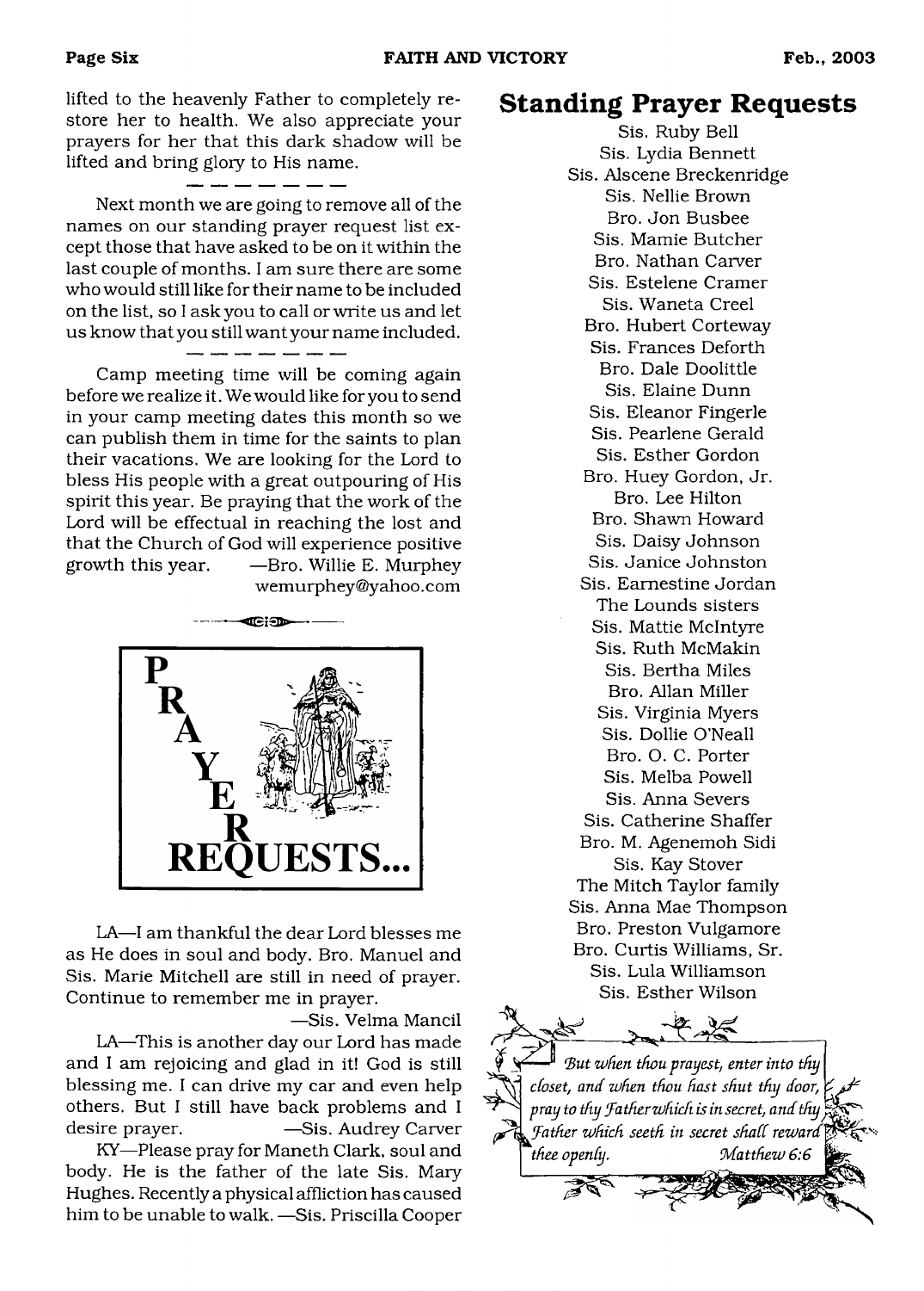lifted to the heavenly Father to completely restore her to health. We also appreciate your prayers for her that this dark shadow will be lifted and bring glory to His name.

Next month we are going to remove all of the names on our standing prayer request list except those that have asked to be on it within the last couple of months. I am sure there are some who would still like for their name to be included on the list, so I ask you to call or write us and let us know that you still want your name included.

Camp meeting time will be coming again before we realize it. We would like for you to send in your camp meeting dates this month so we can publish them in time for the saints to plan their vacations. We are looking for the Lord to bless His people with a great outpouring of His spirit this year. Be praying that the work of the Lord will be effectual in reaching the lost and that the Church of God will experience positive growth this year. —Bro. Willie E. Murphey wemurphey@yahoo.com

# PRAYER REQUESTS...

LA—I am thankful the dear Lord blesses me as He does in soul and body. Bro. Manuel and Sis. Marie Mitchell are still in need of prayer. Continue to remember me in prayer.

—Sis. Velma Mancil

LA—This is another day our Lord has made and I am rejoicing and glad in it! God is still blessing me. I can drive my car and even help others. But I still have back problems and I desire prayer. —Sis. Audrey Carver

KY—Please pray for Maneth Clark, soul and body. He is the father of the late Sis. Mary Hughes. Recently a physical affliction has caused him to be unable to walk. —Sis. Priscilla Cooper

## Standing Prayer Requests

Sis. Ruby Bell
Sis. Lydia Bennett
Sis. Alscene Breckenridge
Sis. Nellie Brown
Bro. Jon Busbee
Sis. Mamie Butcher
Bro. Nathan Carver
Sis. Estelene Cramer
Sis. Waneta Creel
Bro. Hubert Corteway
Sis. Frances Deforth
Bro. Dale Doolittle
Sis. Elaine Dunn
Sis. Eleanor Fingerle
Sis. Pearlene Gerald
Sis. Esther Gordon
Bro. Huey Gordon, Jr.
Bro. Lee Hilton
Bro. Shawn Howard
Sis. Daisy Johnson
Sis. Janice Johnston
Sis. Earnestine Jordan
The Lounds sisters
Sis. Mattie McIntyre
Sis. Ruth McMakin
Sis. Bertha Miles
Bro. Allan Miller
Sis. Virginia Myers
Sis. Dollie O'Neall
Bro. O. C. Porter
Sis. Melba Powell
Sis. Anna Severs
Sis. Catherine Shaffer
Bro. M. Agenemoh Sidi
Sis. Kay Stover
The Mitch Taylor family
Sis. Anna Mae Thompson
Bro. Preston Vulgamore
Bro. Curtis Williams, Sr.
Sis. Lula Williamson
Sis. Esther Wilson

*But when thou prayest, enter into thy closet, and when thou hast shut thy door, pray to thy Father which is in secret, and thy Father which seeth in secret shall reward thee openly.* Matthew 6:6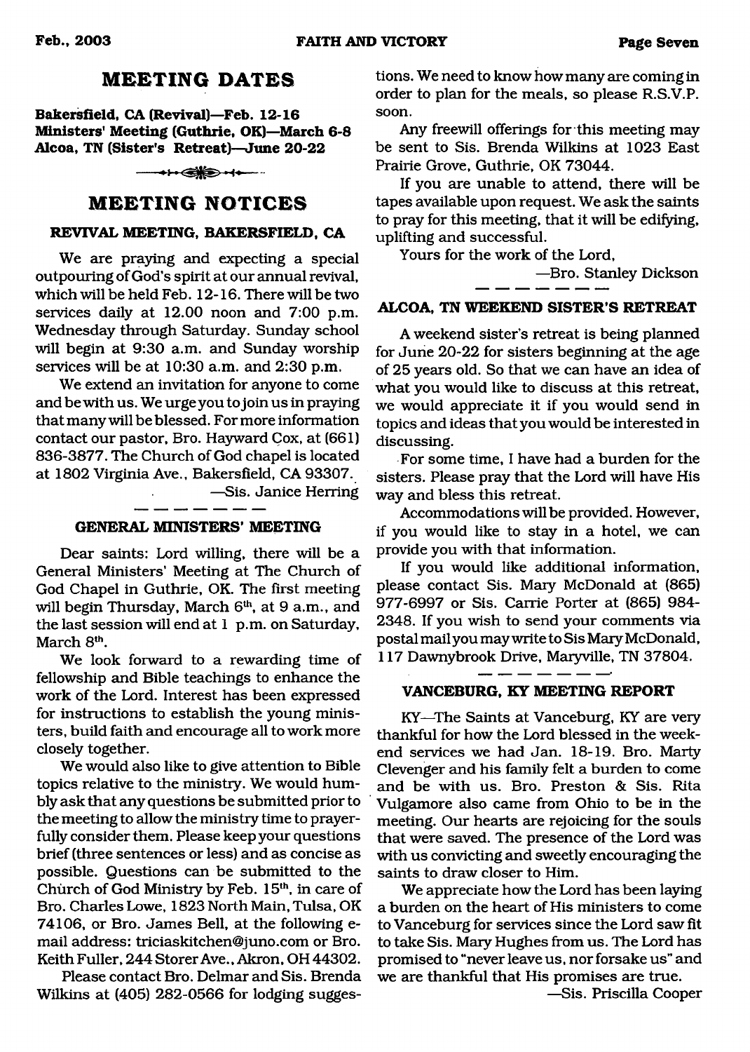## MEETING DATES

**Bakersfield, CA (Revival)—Feb. 12-16**
**Ministers' Meeting (Guthrie, OK)—March 6-8**
**Alcoa, TN (Sister's Retreat)—June 20-22**

## MEETING NOTICES

### REVIVAL MEETING, BAKERSFIELD, CA

We are praying and expecting a special outpouring of God's spirit at our annual revival, which will be held Feb. 12-16. There will be two services daily at 12.00 noon and 7:00 p.m. Wednesday through Saturday. Sunday school will begin at 9:30 a.m. and Sunday worship services will be at 10:30 a.m. and 2:30 p.m.

We extend an invitation for anyone to come and be with us. We urge you to join us in praying that many will be blessed. For more information contact our pastor, Bro. Hayward Cox, at (661) 836-3877. The Church of God chapel is located at 1802 Virginia Ave., Bakersfield, CA 93307.

—Sis. Janice Herring

### GENERAL MINISTERS' MEETING

Dear saints: Lord willing, there will be a General Ministers' Meeting at The Church of God Chapel in Guthrie, OK. The first meeting will begin Thursday, March 6th, at 9 a.m., and the last session will end at 1 p.m. on Saturday, March 8th.

We look forward to a rewarding time of fellowship and Bible teachings to enhance the work of the Lord. Interest has been expressed for instructions to establish the young ministers, build faith and encourage all to work more closely together.

We would also like to give attention to Bible topics relative to the ministry. We would humbly ask that any questions be submitted prior to the meeting to allow the ministry time to prayerfully consider them. Please keep your questions brief (three sentences or less) and as concise as possible. Questions can be submitted to the Church of God Ministry by Feb. 15th, in care of Bro. Charles Lowe, 1823 North Main, Tulsa, OK 74106, or Bro. James Bell, at the following e-mail address: triciaskitchen@juno.com or Bro. Keith Fuller, 244 Storer Ave., Akron, OH 44302.

Please contact Bro. Delmar and Sis. Brenda Wilkins at (405) 282-0566 for lodging suggestions. We need to know how many are coming in order to plan for the meals, so please R.S.V.P. soon.

Any freewill offerings for this meeting may be sent to Sis. Brenda Wilkins at 1023 East Prairie Grove, Guthrie, OK 73044.

If you are unable to attend, there will be tapes available upon request. We ask the saints to pray for this meeting, that it will be edifying, uplifting and successful.

Yours for the work of the Lord,

—Bro. Stanley Dickson

### ALCOA, TN WEEKEND SISTER'S RETREAT

A weekend sister's retreat is being planned for June 20-22 for sisters beginning at the age of 25 years old. So that we can have an idea of what you would like to discuss at this retreat, we would appreciate it if you would send in topics and ideas that you would be interested in discussing.

For some time, I have had a burden for the sisters. Please pray that the Lord will have His way and bless this retreat.

Accommodations will be provided. However, if you would like to stay in a hotel, we can provide you with that information.

If you would like additional information, please contact Sis. Mary McDonald at (865) 977-6997 or Sis. Carrie Porter at (865) 984-2348. If you wish to send your comments via postal mail you may write to Sis Mary McDonald, 117 Dawnybrook Drive, Maryville, TN 37804.

### VANCEBURG, KY MEETING REPORT

KY—The Saints at Vanceburg, KY are very thankful for how the Lord blessed in the weekend services we had Jan. 18-19. Bro. Marty Clevenger and his family felt a burden to come and be with us. Bro. Preston & Sis. Rita Vulgamore also came from Ohio to be in the meeting. Our hearts are rejoicing for the souls that were saved. The presence of the Lord was with us convicting and sweetly encouraging the saints to draw closer to Him.

We appreciate how the Lord has been laying a burden on the heart of His ministers to come to Vanceburg for services since the Lord saw fit to take Sis. Mary Hughes from us. The Lord has promised to "never leave us, nor forsake us" and we are thankful that His promises are true.

—Sis. Priscilla Cooper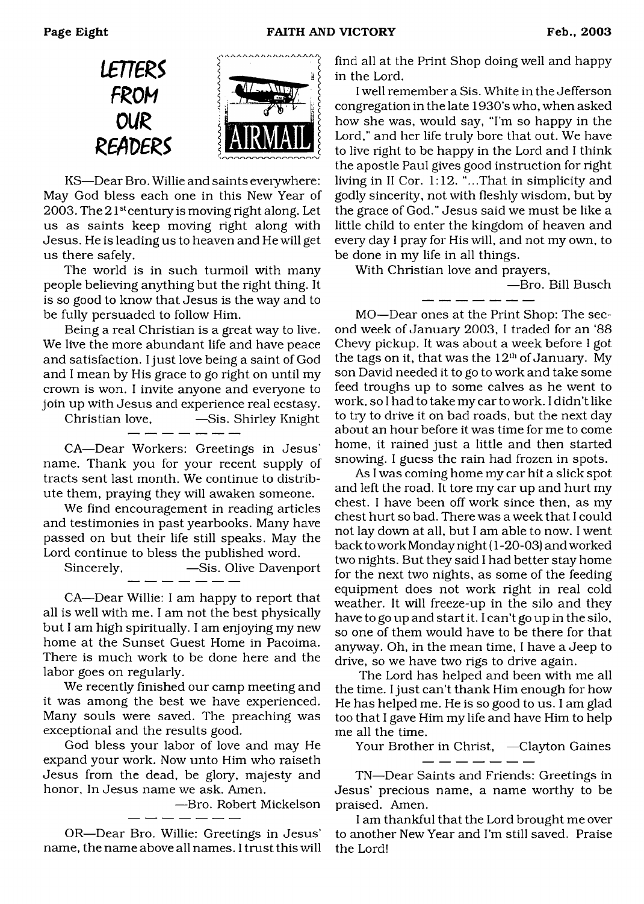# LETTERS FROM OUR READERS

KS—Dear Bro. Willie and saints everywhere: May God bless each one in this New Year of 2003. The 21st century is moving right along. Let us as saints keep moving right along with Jesus. He is leading us to heaven and He will get us there safely.

The world is in such turmoil with many people believing anything but the right thing. It is so good to know that Jesus is the way and to be fully persuaded to follow Him.

Being a real Christian is a great way to live. We live the more abundant life and have peace and satisfaction. I just love being a saint of God and I mean by His grace to go right on until my crown is won. I invite anyone and everyone to join up with Jesus and experience real ecstasy.

Christian love, —Sis. Shirley Knight

---

CA—Dear Workers: Greetings in Jesus' name. Thank you for your recent supply of tracts sent last month. We continue to distribute them, praying they will awaken someone.

We find encouragement in reading articles and testimonies in past yearbooks. Many have passed on but their life still speaks. May the Lord continue to bless the published word.

Sincerely, —Sis. Olive Davenport

---

CA—Dear Willie: I am happy to report that all is well with me. I am not the best physically but I am high spiritually. I am enjoying my new home at the Sunset Guest Home in Pacoima. There is much work to be done here and the labor goes on regularly.

We recently finished our camp meeting and it was among the best we have experienced. Many souls were saved. The preaching was exceptional and the results good.

God bless your labor of love and may He expand your work. Now unto Him who raiseth Jesus from the dead, be glory, majesty and honor, In Jesus name we ask. Amen.

—Bro. Robert Mickelson

---

OR—Dear Bro. Willie: Greetings in Jesus' name, the name above all names. I trust this will find all at the Print Shop doing well and happy in the Lord.

I well remember a Sis. White in the Jefferson congregation in the late 1930's who, when asked how she was, would say, "I'm so happy in the Lord," and her life truly bore that out. We have to live right to be happy in the Lord and I think the apostle Paul gives good instruction for right living in II Cor. 1:12. "...That in simplicity and godly sincerity, not with fleshly wisdom, but by the grace of God." Jesus said we must be like a little child to enter the kingdom of heaven and every day I pray for His will, and not my own, to be done in my life in all things.

With Christian love and prayers,

—Bro. Bill Busch

---

MO—Dear ones at the Print Shop: The second week of January 2003, I traded for an '88 Chevy pickup. It was about a week before I got the tags on it, that was the 12th of January. My son David needed it to go to work and take some feed troughs up to some calves as he went to work, so I had to take my car to work. I didn't like to try to drive it on bad roads, but the next day about an hour before it was time for me to come home, it rained just a little and then started snowing. I guess the rain had frozen in spots.

As I was coming home my car hit a slick spot and left the road. It tore my car up and hurt my chest. I have been off work since then, as my chest hurt so bad. There was a week that I could not lay down at all, but I am able to now. I went back to work Monday night (1-20-03) and worked two nights. But they said I had better stay home for the next two nights, as some of the feeding equipment does not work right in real cold weather. It will freeze-up in the silo and they have to go up and start it. I can't go up in the silo, so one of them would have to be there for that anyway. Oh, in the mean time, I have a Jeep to drive, so we have two rigs to drive again.

The Lord has helped and been with me all the time. I just can't thank Him enough for how He has helped me. He is so good to us. I am glad too that I gave Him my life and have Him to help me all the time.

Your Brother in Christ, —Clayton Gaines

---

TN—Dear Saints and Friends: Greetings in Jesus' precious name, a name worthy to be praised. Amen.

I am thankful that the Lord brought me over to another New Year and I'm still saved. Praise the Lord!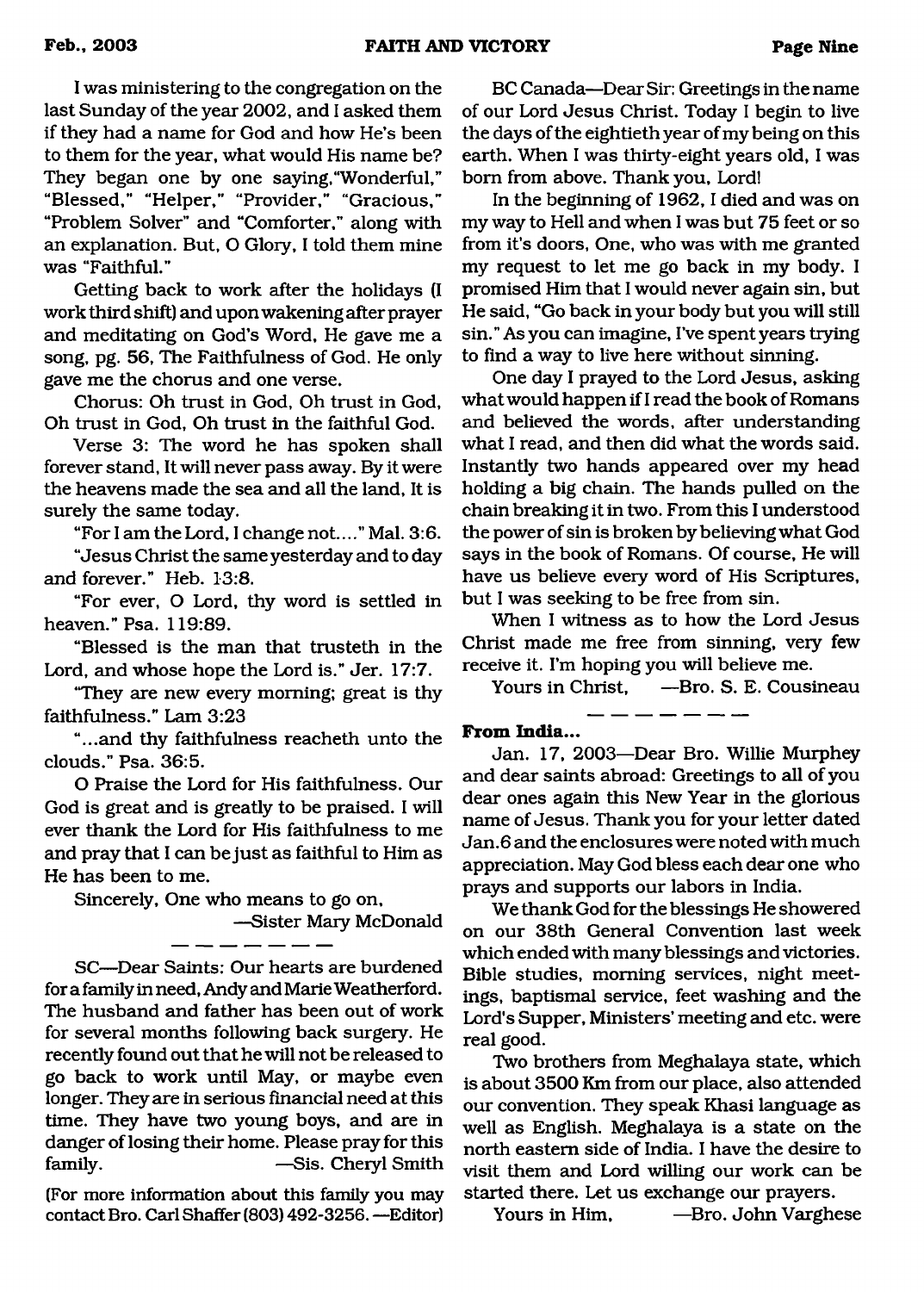I was ministering to the congregation on the last Sunday of the year 2002, and I asked them if they had a name for God and how He's been to them for the year, what would His name be? They began one by one saying,"Wonderful," "Blessed," "Helper," "Provider," "Gracious," "Problem Solver" and "Comforter," along with an explanation. But, O Glory, I told them mine was "Faithful."

Getting back to work after the holidays (I work third shift) and upon wakening after prayer and meditating on God's Word, He gave me a song, pg. 56, The Faithfulness of God. He only gave me the chorus and one verse.

Chorus: Oh trust in God, Oh trust in God, Oh trust in God, Oh trust in the faithful God.

Verse 3: The word he has spoken shall forever stand, It will never pass away. By it were the heavens made the sea and all the land, It is surely the same today.

"For I am the Lord, I change not...." Mal. 3:6.

"Jesus Christ the same yesterday and to day and forever." Heb. 13:8.

"For ever, O Lord, thy word is settled in heaven." Psa. 119:89.

"Blessed is the man that trusteth in the Lord, and whose hope the Lord is." Jer. 17:7.

"They are new every morning; great is thy faithfulness." Lam 3:23

"...and thy faithfulness reacheth unto the clouds." Psa. 36:5.

O Praise the Lord for His faithfulness. Our God is great and is greatly to be praised. I will ever thank the Lord for His faithfulness to me and pray that I can be just as faithful to Him as He has been to me.

Sincerely, One who means to go on,

—Sister Mary McDonald

---

SC—Dear Saints: Our hearts are burdened for a family in need, Andy and Marie Weatherford. The husband and father has been out of work for several months following back surgery. He recently found out that he will not be released to go back to work until May, or maybe even longer. They are in serious financial need at this time. They have two young boys, and are in danger of losing their home. Please pray for this family. —Sis. Cheryl Smith

(For more information about this family you may contact Bro. Carl Shaffer (803) 492-3256. —Editor)

BC Canada—Dear Sir: Greetings in the name of our Lord Jesus Christ. Today I begin to live the days of the eightieth year of my being on this earth. When I was thirty-eight years old, I was born from above. Thank you, Lord!

In the beginning of 1962, I died and was on my way to Hell and when I was but 75 feet or so from it's doors, One, who was with me granted my request to let me go back in my body. I promised Him that I would never again sin, but He said, "Go back in your body but you will still sin." As you can imagine, I've spent years trying to find a way to live here without sinning.

One day I prayed to the Lord Jesus, asking what would happen if I read the book of Romans and believed the words, after understanding what I read, and then did what the words said. Instantly two hands appeared over my head holding a big chain. The hands pulled on the chain breaking it in two. From this I understood the power of sin is broken by believing what God says in the book of Romans. Of course, He will have us believe every word of His Scriptures, but I was seeking to be free from sin.

When I witness as to how the Lord Jesus Christ made me free from sinning, very few receive it. I'm hoping you will believe me.

Yours in Christ, —Bro. S. E. Cousineau

---

**From India...**

Jan. 17, 2003—Dear Bro. Willie Murphey and dear saints abroad: Greetings to all of you dear ones again this New Year in the glorious name of Jesus. Thank you for your letter dated Jan.6 and the enclosures were noted with much appreciation. May God bless each dear one who prays and supports our labors in India.

We thank God for the blessings He showered on our 38th General Convention last week which ended with many blessings and victories. Bible studies, morning services, night meetings, baptismal service, feet washing and the Lord's Supper, Ministers' meeting and etc. were real good.

Two brothers from Meghalaya state, which is about 3500 Km from our place, also attended our convention. They speak Khasi language as well as English. Meghalaya is a state on the north eastern side of India. I have the desire to visit them and Lord willing our work can be started there. Let us exchange our prayers.

Yours in Him, —Bro. John Varghese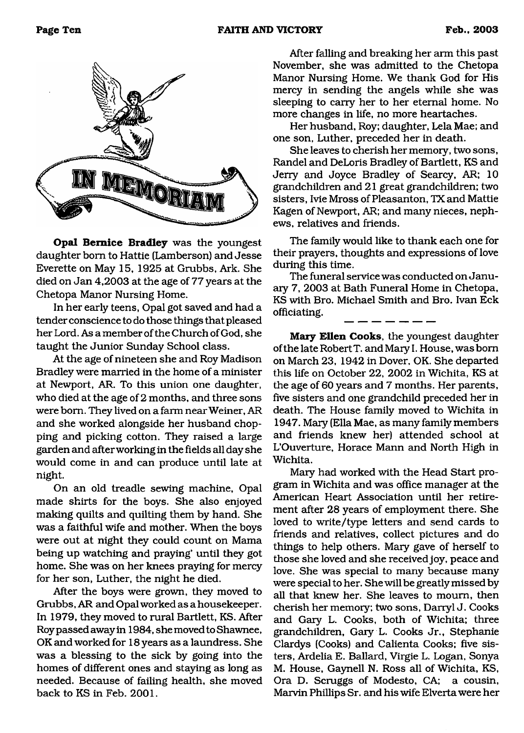# IN MEMORIAM

**Opal Bernice Bradley** was the youngest daughter born to Hattie (Lamberson) and Jesse Everette on May 15, 1925 at Grubbs, Ark. She died on Jan 4,2003 at the age of 77 years at the Chetopa Manor Nursing Home.

In her early teens, Opal got saved and had a tender conscience to do those things that pleased her Lord. As a member of the Church of God, she taught the Junior Sunday School class.

At the age of nineteen she and Roy Madison Bradley were married in the home of a minister at Newport, AR. To this union one daughter, who died at the age of 2 months, and three sons were born. They lived on a farm near Weiner, AR and she worked alongside her husband chopping and picking cotton. They raised a large garden and after working in the fields all day she would come in and can produce until late at night.

On an old treadle sewing machine, Opal made shirts for the boys. She also enjoyed making quilts and quilting them by hand. She was a faithful wife and mother. When the boys were out at night they could count on Mama being up watching and praying' until they got home. She was on her knees praying for mercy for her son, Luther, the night he died.

After the boys were grown, they moved to Grubbs, AR and Opal worked as a housekeeper. In 1979, they moved to rural Bartlett, KS. After Roy passed away in 1984, she moved to Shawnee, OK and worked for 18 years as a laundress. She was a blessing to the sick by going into the homes of different ones and staying as long as needed. Because of failing health, she moved back to KS in Feb. 2001.

After falling and breaking her arm this past November, she was admitted to the Chetopa Manor Nursing Home. We thank God for His mercy in sending the angels while she was sleeping to carry her to her eternal home. No more changes in life, no more heartaches.

Her husband, Roy; daughter, Lela Mae; and one son, Luther, preceded her in death.

She leaves to cherish her memory, two sons, Randel and DeLoris Bradley of Bartlett, KS and Jerry and Joyce Bradley of Searcy, AR; 10 grandchildren and 21 great grandchildren; two sisters, Ivie Mross of Pleasanton, TX and Mattie Kagen of Newport, AR; and many nieces, nephews, relatives and friends.

The family would like to thank each one for their prayers, thoughts and expressions of love during this time.

The funeral service was conducted on January 7, 2003 at Bath Funeral Home in Chetopa, KS with Bro. Michael Smith and Bro. Ivan Eck officiating.

---

**Mary Ellen Cooks**, the youngest daughter of the late Robert T. and Mary I. House, was born on March 23, 1942 in Dover, OK. She departed this life on October 22, 2002 in Wichita, KS at the age of 60 years and 7 months. Her parents, five sisters and one grandchild preceded her in death. The House family moved to Wichita in 1947. Mary (Ella Mae, as many family members and friends knew her) attended school at L'Ouverture, Horace Mann and North High in Wichita.

Mary had worked with the Head Start program in Wichita and was office manager at the American Heart Association until her retirement after 28 years of employment there. She loved to write/type letters and send cards to friends and relatives, collect pictures and do things to help others. Mary gave of herself to those she loved and she received joy, peace and love. She was special to many because many were special to her. She will be greatly missed by all that knew her. She leaves to mourn, then cherish her memory; two sons, Darryl J. Cooks and Gary L. Cooks, both of Wichita; three grandchildren, Gary L. Cooks Jr., Stephanie Clardys (Cooks) and Calienta Cooks; five sisters, Ardelia E. Ballard, Virgie L. Logan, Sonya M. House, Gaynell N. Ross all of Wichita, KS, Ora D. Scruggs of Modesto, CA; a cousin, Marvin Phillips Sr. and his wife Elverta were her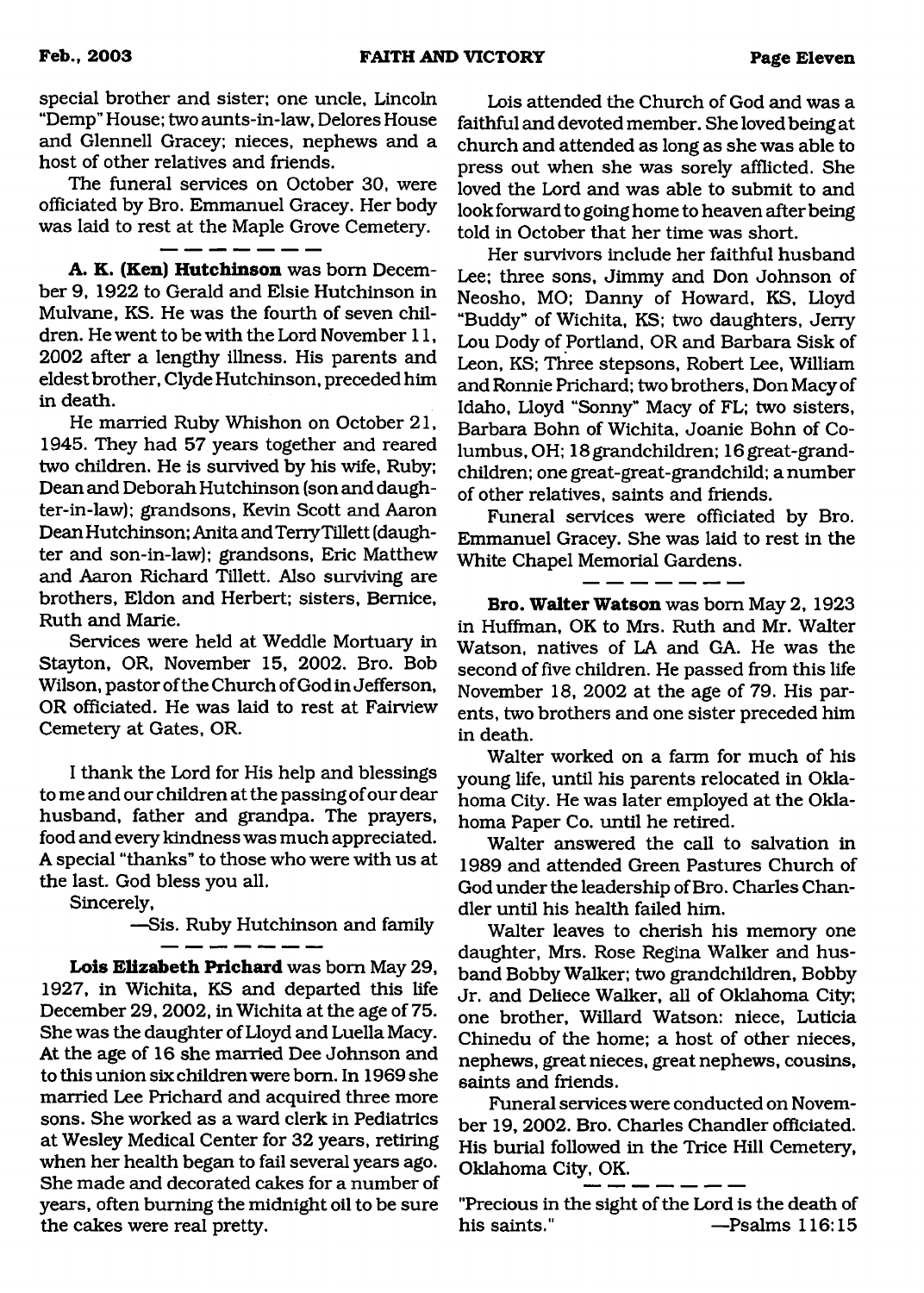special brother and sister; one uncle, Lincoln "Demp" House; two aunts-in-law, Delores House and Glennell Gracey; nieces, nephews and a host of other relatives and friends.

The funeral services on October 30, were officiated by Bro. Emmanuel Gracey. Her body was laid to rest at the Maple Grove Cemetery.

---

**A. K. (Ken) Hutchinson** was born December 9, 1922 to Gerald and Elsie Hutchinson in Mulvane, KS. He was the fourth of seven children. He went to be with the Lord November 11, 2002 after a lengthy illness. His parents and eldest brother, Clyde Hutchinson, preceded him in death.

He married Ruby Whishon on October 21, 1945. They had 57 years together and reared two children. He is survived by his wife, Ruby; Dean and Deborah Hutchinson (son and daughter-in-law); grandsons, Kevin Scott and Aaron Dean Hutchinson; Anita and Terry Tillett (daughter and son-in-law); grandsons, Eric Matthew and Aaron Richard Tillett. Also surviving are brothers, Eldon and Herbert; sisters, Bernice, Ruth and Marie.

Services were held at Weddle Mortuary in Stayton, OR, November 15, 2002. Bro. Bob Wilson, pastor of the Church of God in Jefferson, OR officiated. He was laid to rest at Fairview Cemetery at Gates, OR.

I thank the Lord for His help and blessings to me and our children at the passing of our dear husband, father and grandpa. The prayers, food and every kindness was much appreciated. A special "thanks" to those who were with us at the last. God bless you all.

Sincerely,

—Sis. Ruby Hutchinson and family

---

**Lois Elizabeth Prichard** was born May 29, 1927, in Wichita, KS and departed this life December 29, 2002, in Wichita at the age of 75. She was the daughter of Lloyd and Luella Macy. At the age of 16 she married Dee Johnson and to this union six children were born. In 1969 she married Lee Prichard and acquired three more sons. She worked as a ward clerk in Pediatrics at Wesley Medical Center for 32 years, retiring when her health began to fail several years ago. She made and decorated cakes for a number of years, often burning the midnight oil to be sure the cakes were real pretty.

Lois attended the Church of God and was a faithful and devoted member. She loved being at church and attended as long as she was able to press out when she was sorely afflicted. She loved the Lord and was able to submit to and look forward to going home to heaven after being told in October that her time was short.

Her survivors include her faithful husband Lee; three sons, Jimmy and Don Johnson of Neosho, MO; Danny of Howard, KS, Lloyd "Buddy" of Wichita, KS; two daughters, Jerry Lou Dody of Portland, OR and Barbara Sisk of Leon, KS; Three stepsons, Robert Lee, William and Ronnie Prichard; two brothers, Don Macy of Idaho, Lloyd "Sonny" Macy of FL; two sisters, Barbara Bohn of Wichita, Joanie Bohn of Columbus, OH; 18 grandchildren; 16 great-grandchildren; one great-great-grandchild; a number of other relatives, saints and friends.

Funeral services were officiated by Bro. Emmanuel Gracey. She was laid to rest in the White Chapel Memorial Gardens.

---

**Bro. Walter Watson** was born May 2, 1923 in Huffman, OK to Mrs. Ruth and Mr. Walter Watson, natives of LA and GA. He was the second of five children. He passed from this life November 18, 2002 at the age of 79. His parents, two brothers and one sister preceded him in death.

Walter worked on a farm for much of his young life, until his parents relocated in Oklahoma City. He was later employed at the Oklahoma Paper Co. until he retired.

Walter answered the call to salvation in 1989 and attended Green Pastures Church of God under the leadership of Bro. Charles Chandler until his health failed him.

Walter leaves to cherish his memory one daughter, Mrs. Rose Regina Walker and husband Bobby Walker; two grandchildren, Bobby Jr. and Deliece Walker, all of Oklahoma City; one brother, Willard Watson: niece, Luticia Chinedu of the home; a host of other nieces, nephews, great nieces, great nephews, cousins, saints and friends.

Funeral services were conducted on November 19, 2002. Bro. Charles Chandler officiated. His burial followed in the Trice Hill Cemetery, Oklahoma City, OK.

---

"Precious in the sight of the Lord is the death of his saints." —Psalms 116:15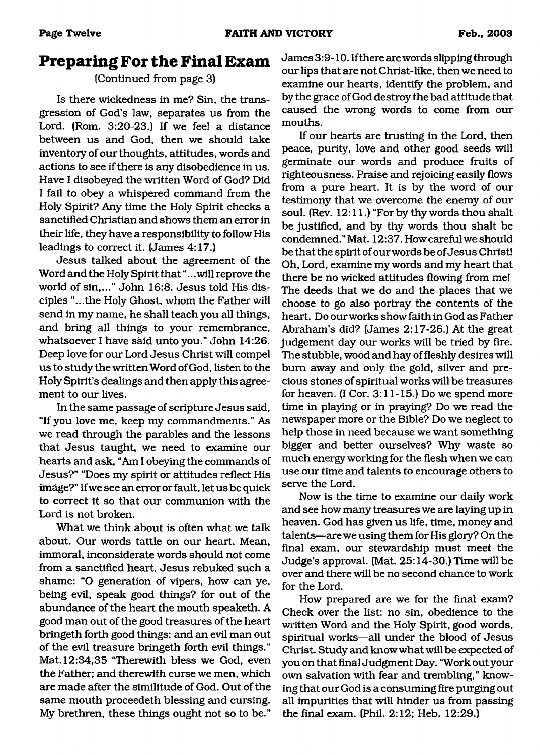## Preparing For the Final Exam

(Continued from page 3)

Is there wickedness in me? Sin, the transgression of God's law, separates us from the Lord. (Rom. 3:20-23.) If we feel a distance between us and God, then we should take inventory of our thoughts, attitudes, words and actions to see if there is any disobedience in us. Have I disobeyed the written Word of God? Did I fail to obey a whispered command from the Holy Spirit? Any time the Holy Spirit checks a sanctified Christian and shows them an error in their life, they have a responsibility to follow His leadings to correct it. (James 4:17.)

Jesus talked about the agreement of the Word and the Holy Spirit that "...will reprove the world of sin,..." John 16:8. Jesus told His disciples "...the Holy Ghost, whom the Father will send in my name, he shall teach you all things, and bring all things to your remembrance, whatsoever I have said unto you." John 14:26. Deep love for our Lord Jesus Christ will compel us to study the written Word of God, listen to the Holy Spirit's dealings and then apply this agreement to our lives.

In the same passage of scripture Jesus said, "If you love me, keep my commandments." As we read through the parables and the lessons that Jesus taught, we need to examine our hearts and ask, "Am I obeying the commands of Jesus?" "Does my spirit or attitudes reflect His image?" If we see an error or fault, let us be quick to correct it so that our communion with the Lord is not broken.

What we think about is often what we talk about. Our words tattle on our heart. Mean, immoral, inconsiderate words should not come from a sanctified heart. Jesus rebuked such a shame: "O generation of vipers, how can ye, being evil, speak good things? for out of the abundance of the heart the mouth speaketh. A good man out of the good treasures of the heart bringeth forth good things: and an evil man out of the evil treasure bringeth forth evil things." Mat.12:34,35 "Therewith bless we God, even the Father; and therewith curse we men, which are made after the similitude of God. Out of the same mouth proceedeth blessing and cursing. My brethren, these things ought not so to be." James 3:9-10. If there are words slipping through our lips that are not Christ-like, then we need to examine our hearts, identify the problem, and by the grace of God destroy the bad attitude that caused the wrong words to come from our mouths.

If our hearts are trusting in the Lord, then peace, purity, love and other good seeds will germinate our words and produce fruits of righteousness. Praise and rejoicing easily flows from a pure heart. It is by the word of our testimony that we overcome the enemy of our soul. (Rev. 12:11.) "For by thy words thou shalt be justified, and by thy words thou shalt be condemned." Mat. 12:37. How careful we should be that the spirit of our words be of Jesus Christ! Oh, Lord, examine my words and my heart that there be no wicked attitudes flowing from me! The deeds that we do and the places that we choose to go also portray the contents of the heart. Do our works show faith in God as Father Abraham's did? (James 2:17-26.) At the great judgement day our works will be tried by fire. The stubble, wood and hay of fleshly desires will burn away and only the gold, silver and precious stones of spiritual works will be treasures for heaven. (I Cor. 3:11-15.) Do we spend more time in playing or in praying? Do we read the newspaper more or the Bible? Do we neglect to help those in need because we want something bigger and better ourselves? Why waste so much energy working for the flesh when we can use our time and talents to encourage others to serve the Lord.

Now is the time to examine our daily work and see how many treasures we are laying up in heaven. God has given us life, time, money and talents—are we using them for His glory? On the final exam, our stewardship must meet the Judge's approval. (Mat. 25:14-30.) Time will be over and there will be no second chance to work for the Lord.

How prepared are we for the final exam? Check over the list: no sin, obedience to the written Word and the Holy Spirit, good words, spiritual works—all under the blood of Jesus Christ. Study and know what will be expected of you on that final Judgment Day. "Work out your own salvation with fear and trembling," knowing that our God is a consuming fire purging out all impurities that will hinder us from passing the final exam. (Phil. 2:12; Heb. 12:29.)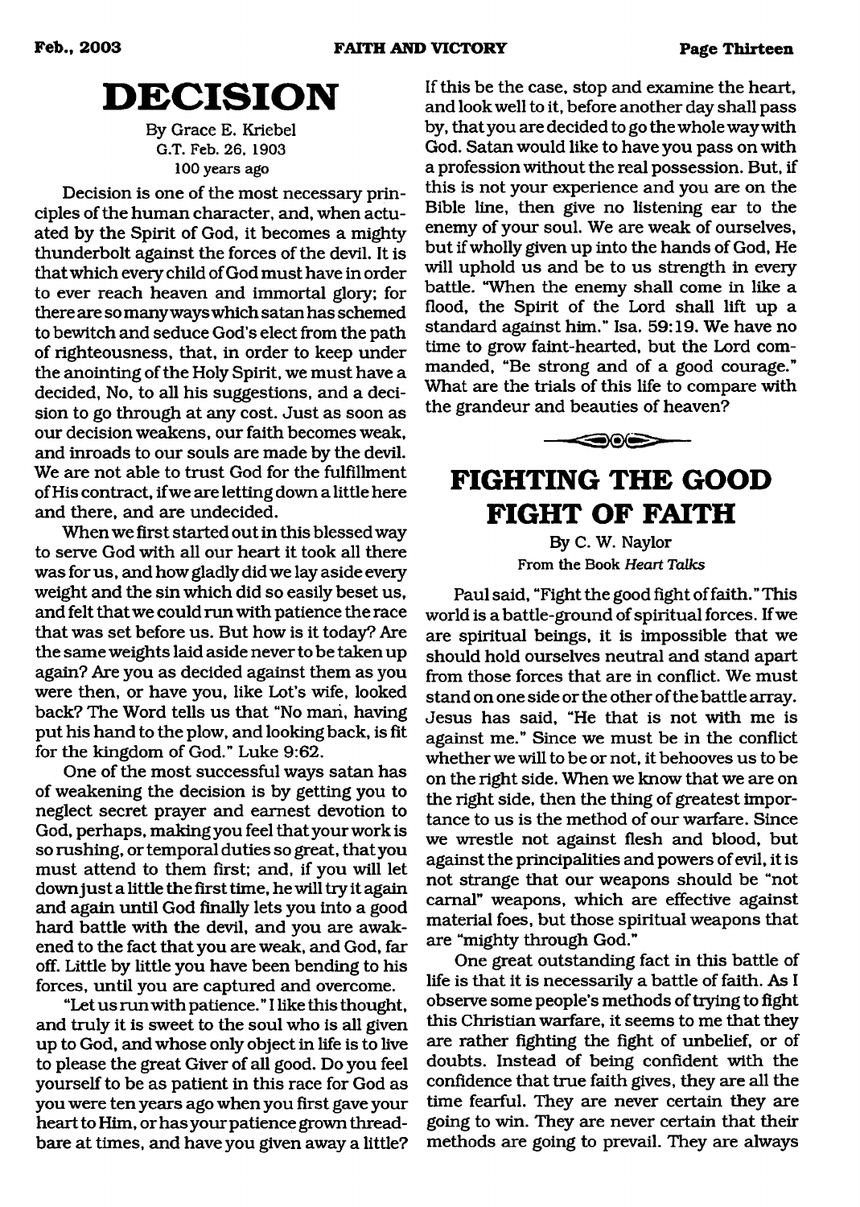# DECISION

By Grace E. Kriebel
G.T. Feb. 26, 1903
100 years ago

Decision is one of the most necessary principles of the human character, and, when actuated by the Spirit of God, it becomes a mighty thunderbolt against the forces of the devil. It is that which every child of God must have in order to ever reach heaven and immortal glory; for there are so many ways which satan has schemed to bewitch and seduce God's elect from the path of righteousness, that, in order to keep under the anointing of the Holy Spirit, we must have a decided, No, to all his suggestions, and a decision to go through at any cost. Just as soon as our decision weakens, our faith becomes weak, and inroads to our souls are made by the devil. We are not able to trust God for the fulfillment of His contract, if we are letting down a little here and there, and are undecided.

When we first started out in this blessed way to serve God with all our heart it took all there was for us, and how gladly did we lay aside every weight and the sin which did so easily beset us, and felt that we could run with patience the race that was set before us. But how is it today? Are the same weights laid aside never to be taken up again? Are you as decided against them as you were then, or have you, like Lot's wife, looked back? The Word tells us that "No man, having put his hand to the plow, and looking back, is fit for the kingdom of God." Luke 9:62.

One of the most successful ways satan has of weakening the decision is by getting you to neglect secret prayer and earnest devotion to God, perhaps, making you feel that your work is so rushing, or temporal duties so great, that you must attend to them first; and, if you will let down just a little the first time, he will try it again and again until God finally lets you into a good hard battle with the devil, and you are awakened to the fact that you are weak, and God, far off. Little by little you have been bending to his forces, until you are captured and overcome.

"Let us run with patience." I like this thought, and truly it is sweet to the soul who is all given up to God, and whose only object in life is to live to please the great Giver of all good. Do you feel yourself to be as patient in this race for God as you were ten years ago when you first gave your heart to Him, or has your patience grown threadbare at times, and have you given away a little? If this be the case, stop and examine the heart, and look well to it, before another day shall pass by, that you are decided to go the whole way with God. Satan would like to have you pass on with a profession without the real possession. But, if this is not your experience and you are on the Bible line, then give no listening ear to the enemy of your soul. We are weak of ourselves, but if wholly given up into the hands of God, He will uphold us and be to us strength in every battle. "When the enemy shall come in like a flood, the Spirit of the Lord shall lift up a standard against him." Isa. 59:19. We have no time to grow faint-hearted, but the Lord commanded, "Be strong and of a good courage." What are the trials of this life to compare with the grandeur and beauties of heaven?

# FIGHTING THE GOOD FIGHT OF FAITH

By C. W. Naylor
From the Book *Heart Talks*

Paul said, "Fight the good fight of faith." This world is a battle-ground of spiritual forces. If we are spiritual beings, it is impossible that we should hold ourselves neutral and stand apart from those forces that are in conflict. We must stand on one side or the other of the battle array. Jesus has said, "He that is not with me is against me." Since we must be in the conflict whether we will to be or not, it behooves us to be on the right side. When we know that we are on the right side, then the thing of greatest importance to us is the method of our warfare. Since we wrestle not against flesh and blood, but against the principalities and powers of evil, it is not strange that our weapons should be "not carnal" weapons, which are effective against material foes, but those spiritual weapons that are "mighty through God."

One great outstanding fact in this battle of life is that it is necessarily a battle of faith. As I observe some people's methods of trying to fight this Christian warfare, it seems to me that they are rather fighting the fight of unbelief, or of doubts. Instead of being confident with the confidence that true faith gives, they are all the time fearful. They are never certain they are going to win. They are never certain that their methods are going to prevail. They are always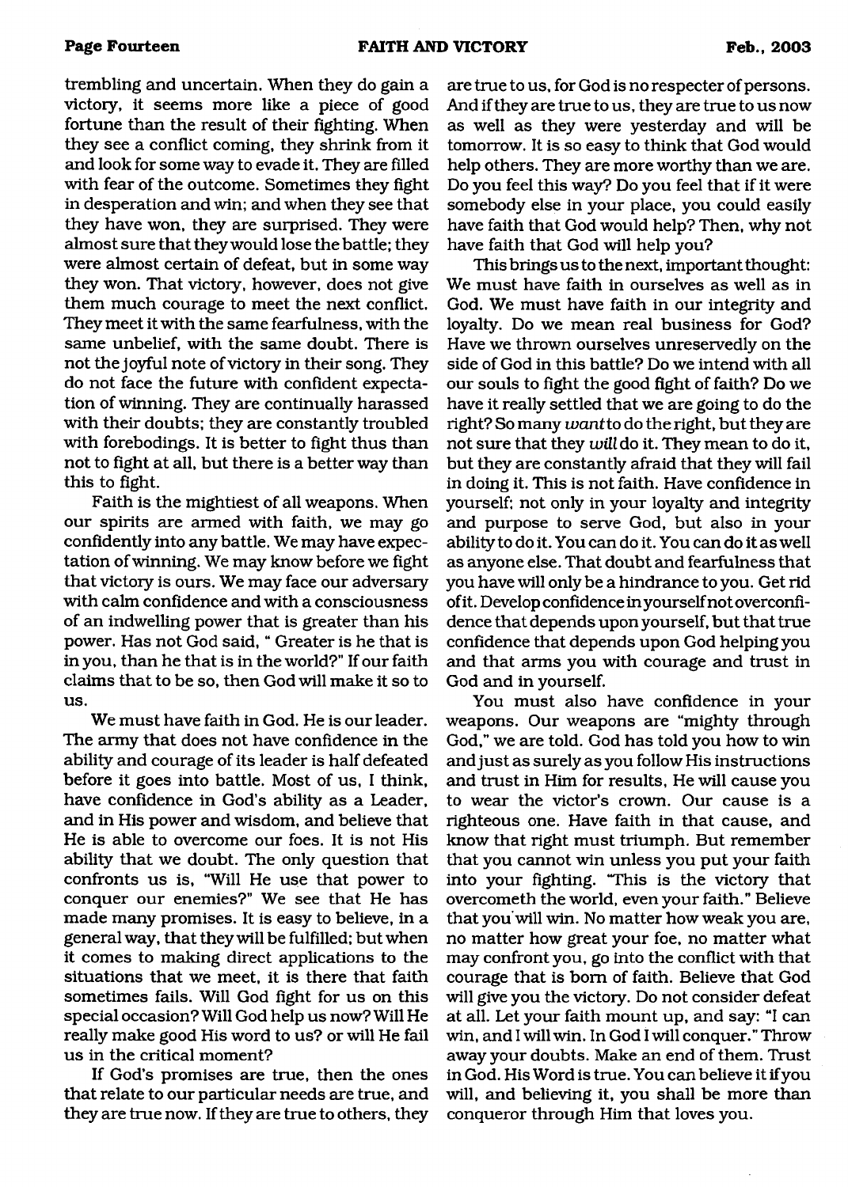trembling and uncertain. When they do gain a victory, it seems more like a piece of good fortune than the result of their fighting. When they see a conflict coming, they shrink from it and look for some way to evade it. They are filled with fear of the outcome. Sometimes they fight in desperation and win; and when they see that they have won, they are surprised. They were almost sure that they would lose the battle; they were almost certain of defeat, but in some way they won. That victory, however, does not give them much courage to meet the next conflict. They meet it with the same fearfulness, with the same unbelief, with the same doubt. There is not the joyful note of victory in their song. They do not face the future with confident expectation of winning. They are continually harassed with their doubts; they are constantly troubled with forebodings. It is better to fight thus than not to fight at all, but there is a better way than this to fight.

Faith is the mightiest of all weapons. When our spirits are armed with faith, we may go confidently into any battle. We may have expectation of winning. We may know before we fight that victory is ours. We may face our adversary with calm confidence and with a consciousness of an indwelling power that is greater than his power. Has not God said, " Greater is he that is in you, than he that is in the world?" If our faith claims that to be so, then God will make it so to us.

We must have faith in God. He is our leader. The army that does not have confidence in the ability and courage of its leader is half defeated before it goes into battle. Most of us, I think, have confidence in God's ability as a Leader, and in His power and wisdom, and believe that He is able to overcome our foes. It is not His ability that we doubt. The only question that confronts us is, "Will He use that power to conquer our enemies?" We see that He has made many promises. It is easy to believe, in a general way, that they will be fulfilled; but when it comes to making direct applications to the situations that we meet, it is there that faith sometimes fails. Will God fight for us on this special occasion? Will God help us now? Will He really make good His word to us? or will He fail us in the critical moment?

If God's promises are true, then the ones that relate to our particular needs are true, and they are true now. If they are true to others, they are true to us, for God is no respecter of persons. And if they are true to us, they are true to us now as well as they were yesterday and will be tomorrow. It is so easy to think that God would help others. They are more worthy than we are. Do you feel this way? Do you feel that if it were somebody else in your place, you could easily have faith that God would help? Then, why not have faith that God will help you?

This brings us to the next, important thought: We must have faith in ourselves as well as in God. We must have faith in our integrity and loyalty. Do we mean real business for God? Have we thrown ourselves unreservedly on the side of God in this battle? Do we intend with all our souls to fight the good fight of faith? Do we have it really settled that we are going to do the right? So many *want* to do the right, but they are not sure that they *will* do it. They mean to do it, but they are constantly afraid that they will fail in doing it. This is not faith. Have confidence in yourself; not only in your loyalty and integrity and purpose to serve God, but also in your ability to do it. You can do it. You can do it as well as anyone else. That doubt and fearfulness that you have will only be a hindrance to you. Get rid of it. Develop confidence in yourself not overconfidence that depends upon yourself, but that true confidence that depends upon God helping you and that arms you with courage and trust in God and in yourself.

You must also have confidence in your weapons. Our weapons are "mighty through God," we are told. God has told you how to win and just as surely as you follow His instructions and trust in Him for results, He will cause you to wear the victor's crown. Our cause is a righteous one. Have faith in that cause, and know that right must triumph. But remember that you cannot win unless you put your faith into your fighting. "This is the victory that overcometh the world, even your faith." Believe that you will win. No matter how weak you are, no matter how great your foe, no matter what may confront you, go into the conflict with that courage that is born of faith. Believe that God will give you the victory. Do not consider defeat at all. Let your faith mount up, and say: "I can win, and I will win. In God I will conquer." Throw away your doubts. Make an end of them. Trust in God. His Word is true. You can believe it if you will, and believing it, you shall be more than conqueror through Him that loves you.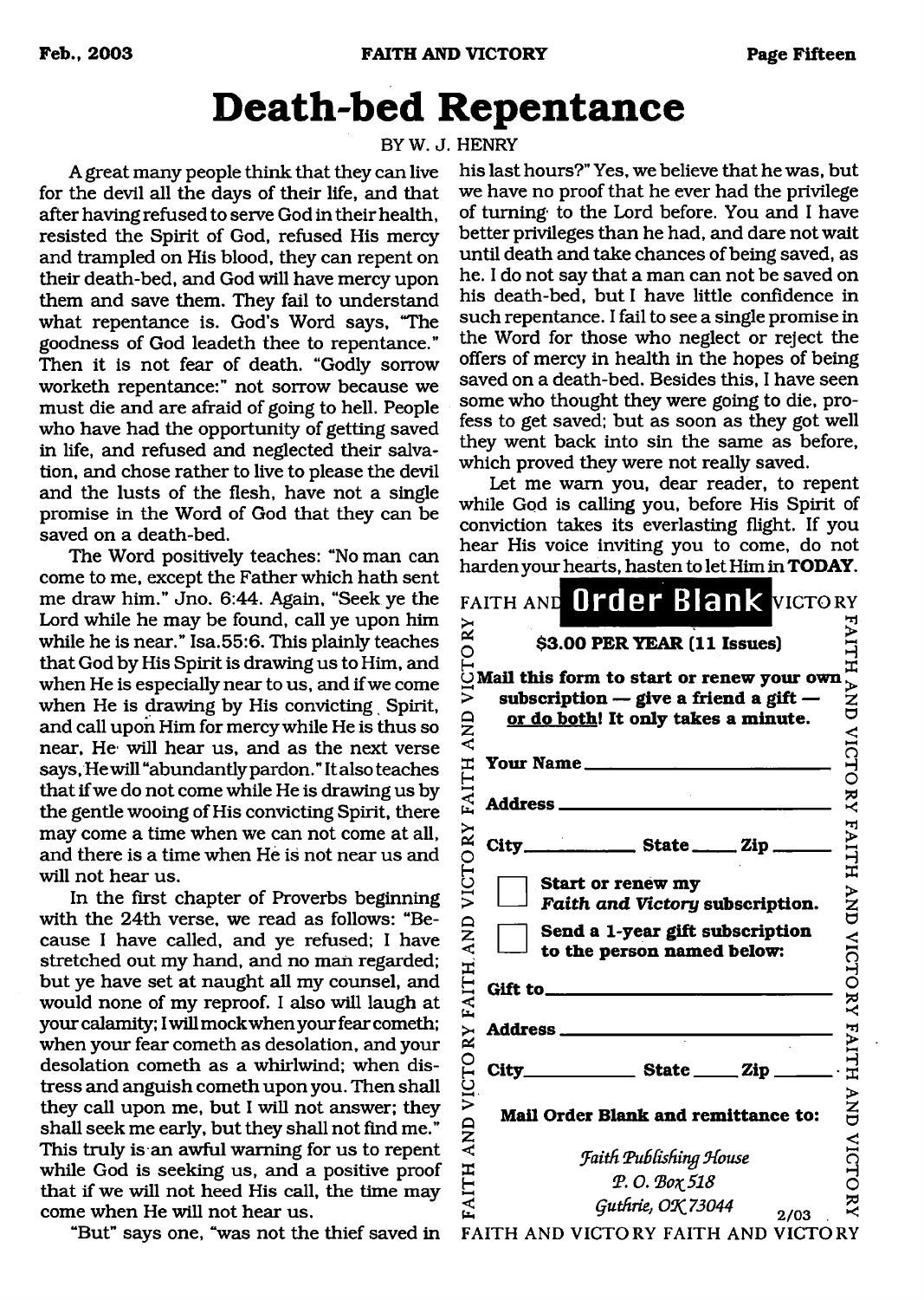# Death-bed Repentance

BY W. J. HENRY

A great many people think that they can live for the devil all the days of their life, and that after having refused to serve God in their health, resisted the Spirit of God, refused His mercy and trampled on His blood, they can repent on their death-bed, and God will have mercy upon them and save them. They fail to understand what repentance is. God's Word says, "The goodness of God leadeth thee to repentance." Then it is not fear of death. "Godly sorrow worketh repentance:" not sorrow because we must die and are afraid of going to hell. People who have had the opportunity of getting saved in life, and refused and neglected their salvation, and chose rather to live to please the devil and the lusts of the flesh, have not a single promise in the Word of God that they can be saved on a death-bed.

The Word positively teaches: "No man can come to me, except the Father which hath sent me draw him." Jno. 6:44. Again, "Seek ye the Lord while he may be found, call ye upon him while he is near." Isa.55:6. This plainly teaches that God by His Spirit is drawing us to Him, and when He is especially near to us, and if we come when He is drawing by His convicting Spirit, and call upon Him for mercy while He is thus so near, He will hear us, and as the next verse says, He will "abundantly pardon." It also teaches that if we do not come while He is drawing us by the gentle wooing of His convicting Spirit, there may come a time when we can not come at all, and there is a time when He is not near us and will not hear us.

In the first chapter of Proverbs beginning with the 24th verse, we read as follows: "Because I have called, and ye refused; I have stretched out my hand, and no man regarded; but ye have set at naught all my counsel, and would none of my reproof. I also will laugh at your calamity; I will mock when your fear cometh; when your fear cometh as desolation, and your desolation cometh as a whirlwind; when distress and anguish cometh upon you. Then shall they call upon me, but I will not answer; they shall seek me early, but they shall not find me." This truly is an awful warning for us to repent while God is seeking us, and a positive proof that if we will not heed His call, the time may come when He will not hear us.

"But" says one, "was not the thief saved in his last hours?" Yes, we believe that he was, but we have no proof that he ever had the privilege of turning to the Lord before. You and I have better privileges than he had, and dare not wait until death and take chances of being saved, as he. I do not say that a man can not be saved on his death-bed, but I have little confidence in such repentance. I fail to see a single promise in the Word for those who neglect or reject the offers of mercy in health in the hopes of being saved on a death-bed. Besides this, I have seen some who thought they were going to die, profess to get saved; but as soon as they got well they went back into sin the same as before, which proved they were not really saved.

Let me warn you, dear reader, to repent while God is calling you, before His Spirit of conviction takes its everlasting flight. If you hear His voice inviting you to come, do not harden your hearts, hasten to let Him in **TODAY**.

## Order Blank

FAITH AND VICTORY

**$3.00 PER YEAR (11 Issues)**

**Mail this form to start or renew your own subscription — give a friend a gift — or do both! It only takes a minute.**

**Your Name** ______________________

**Address** ______________________

**City** __________ **State** _____ **Zip** ______

☐ **Start or renew my *Faith and Victory* subscription.**

☐ **Send a 1-year gift subscription to the person named below:**

**Gift to** ______________________

**Address** ______________________

**City** __________ **State** _____ **Zip** ______

**Mail Order Blank and remittance to:**

*Faith Publishing House*
*P. O. Box 518*
*Guthrie, OK 73044*

2/03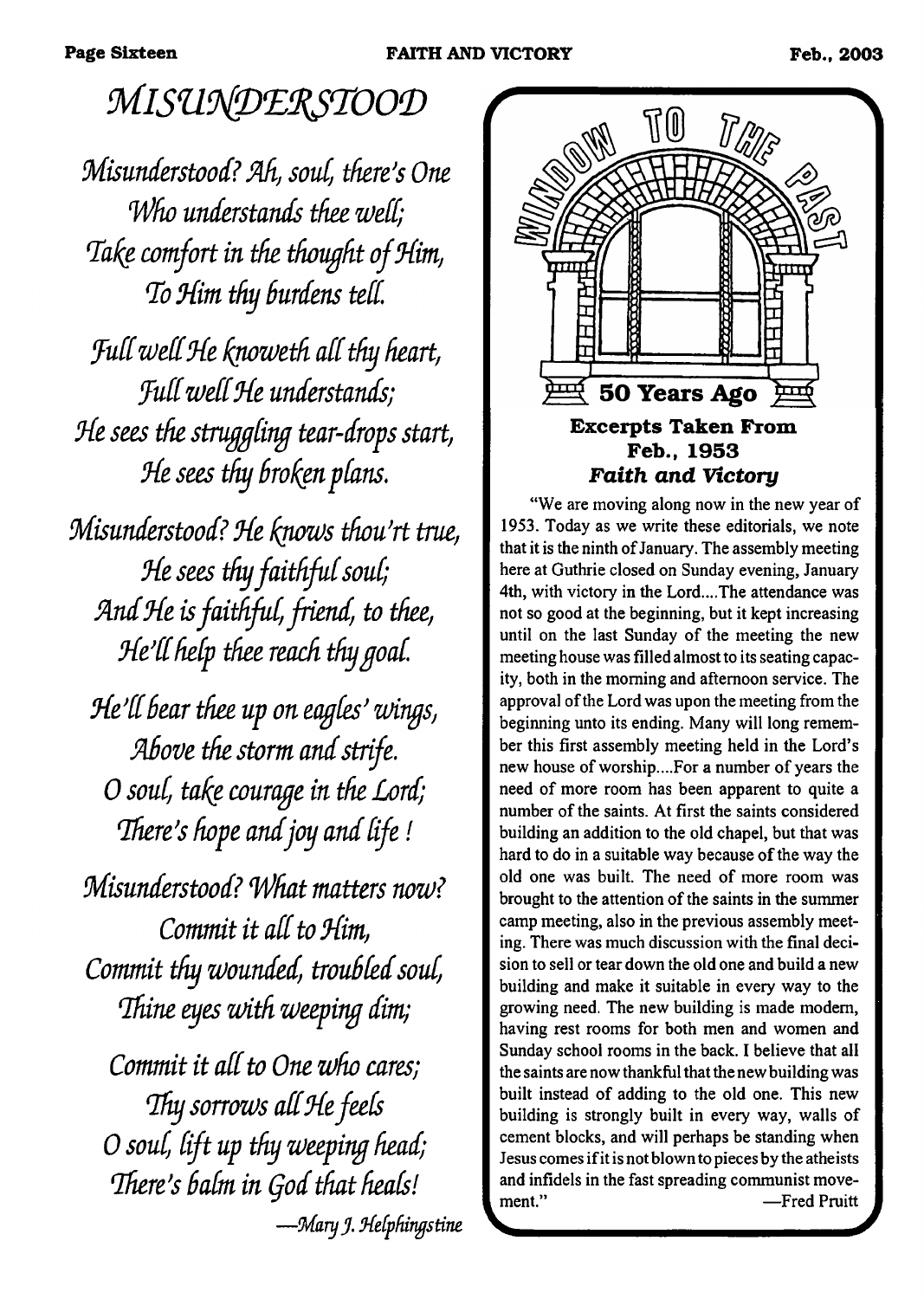# MISUNDERSTOOD

*Misunderstood? Ah, soul, there's One*
*Who understands thee well;*
*Take comfort in the thought of Him,*
*To Him thy burdens tell.*

*Full well He knoweth all thy heart,*
*Full well He understands;*
*He sees the struggling tear-drops start,*
*He sees thy broken plans.*

*Misunderstood? He knows thou'rt true,*
*He sees thy faithful soul;*
*And He is faithful, friend, to thee,*
*He'll help thee reach thy goal.*

*He'll bear thee up on eagles' wings,*
*Above the storm and strife.*
*O soul, take courage in the Lord;*
*There's hope and joy and life !*

*Misunderstood? What matters now?*
*Commit it all to Him,*
*Commit thy wounded, troubled soul,*
*Thine eyes with weeping dim;*

*Commit it all to One who cares;*
*Thy sorrows all He feels*
*O soul, lift up thy weeping head;*
*There's balm in God that heals!*

*—Mary J. Helphingstine*

## WINDOW TO THE PAST

### 50 Years Ago

**Excerpts Taken From Feb., 1953 *Faith and Victory***

"We are moving along now in the new year of 1953. Today as we write these editorials, we note that it is the ninth of January. The assembly meeting here at Guthrie closed on Sunday evening, January 4th, with victory in the Lord....The attendance was not so good at the beginning, but it kept increasing until on the last Sunday of the meeting the new meeting house was filled almost to its seating capacity, both in the morning and afternoon service. The approval of the Lord was upon the meeting from the beginning unto its ending. Many will long remember this first assembly meeting held in the Lord's new house of worship....For a number of years the need of more room has been apparent to quite a number of the saints. At first the saints considered building an addition to the old chapel, but that was hard to do in a suitable way because of the way the old one was built. The need of more room was brought to the attention of the saints in the summer camp meeting, also in the previous assembly meeting. There was much discussion with the final decision to sell or tear down the old one and build a new building and make it suitable in every way to the growing need. The new building is made modern, having rest rooms for both men and women and Sunday school rooms in the back. I believe that all the saints are now thankful that the new building was built instead of adding to the old one. This new building is strongly built in every way, walls of cement blocks, and will perhaps be standing when Jesus comes if it is not blown to pieces by the atheists and infidels in the fast spreading communist movement." —Fred Pruitt